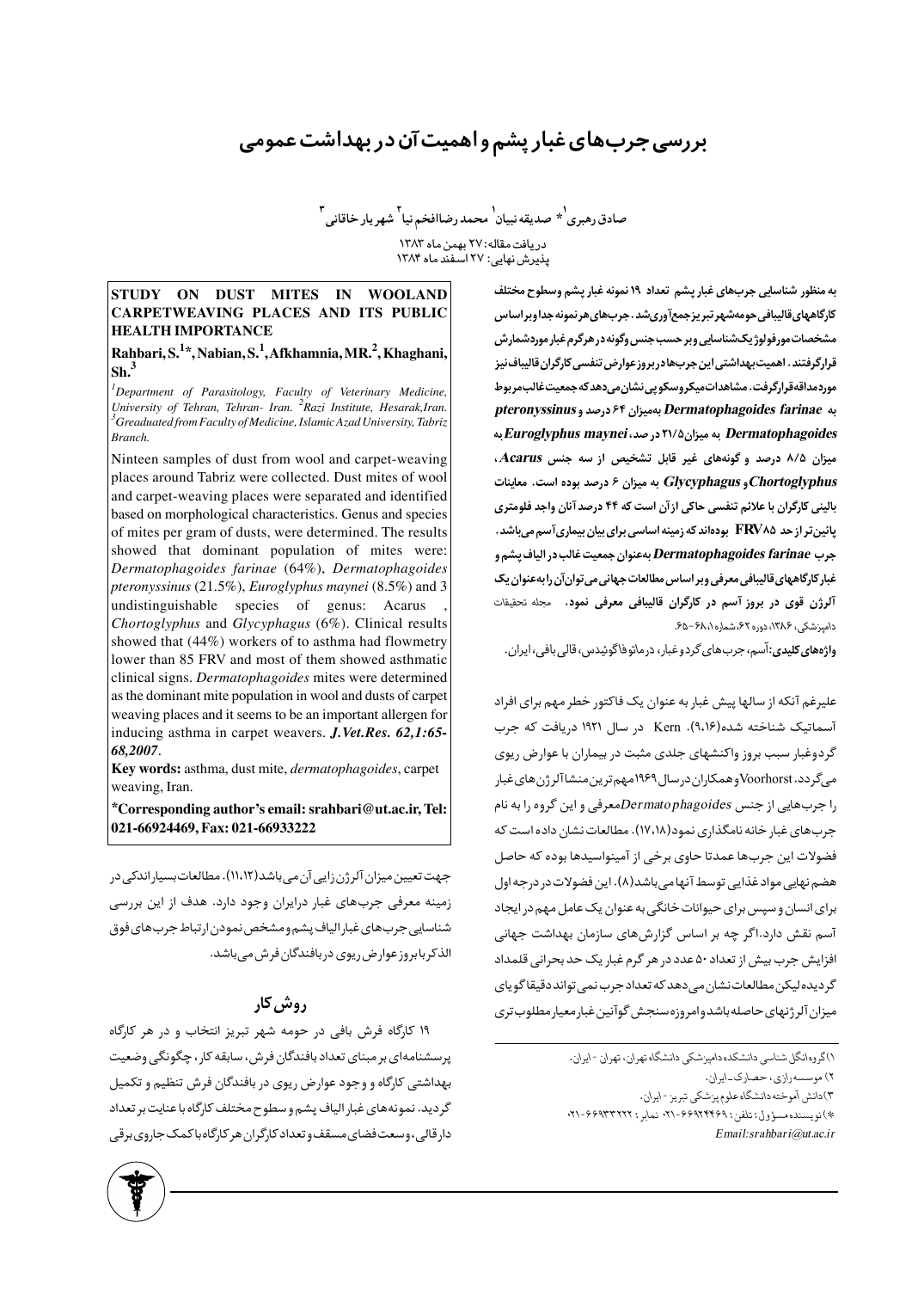# بررسی جرب‌های غبار پشم و اهمیت آن در بهداشت عمومی

صادق رهبری[۱]* صدیقه نبیان[۱] محمد رضا افخم نیا[۲] شهریار خاقانی[۳]

دریافت مقاله: ۲۷ بهمن ماه ۱۳۸۳
پذیرش نهایی: ۲۷ اسفند ماه ۱۳۸۴

به منظور شناسایی جرب‌های غبار پشم تعداد ۱۹ نمونه غبار پشم وسطوح مختلف کارگاههای قالیبافی حومه‌شهر تبریز جمع‌آوری‌شد. جرب‌های هر نمونه جدا و بر اساس مشخصات مورفولوژیک‌شناسایی و بر حسب جنس وگونه در هر گرم غبار مورد شمارش قرار گرفتند. اهمیت بهداشتی این جرب‌ها در بروز عوارض تنفسی کارگران قالیباف نیز مورد مداقه قرار گرفت. مشاهدات میکروسکوپی نشان می‌دهد که جمعیت غالب مربوط به *Dermatophagoides farinae* به‌میزان ۶۴ درصد و *Dermatophagoides pteronyssinus* به میزان ۲۱/۵ در صد، *Euroglyphus maynei* به میزان ۸/۵ درصد و گونه‌های غیر قابل تشخیص از سه جنس *Acarus*، *Chortoglyphus* و *Glycyphagus* به میزان ۶ درصد بوده است. معاینات بالینی کارگران با علائم تنفسی حاکی از آن است که ۴۴ درصد آنان واجد فلومتری پائین‌تر از حد FRV۸۵ بوده‌اند که زمینه اساسی برای بیان بیماری آسم می‌باشد. جرب *Dermatophagoides farinae* به‌عنوان جمعیت غالب در الیاف پشم و غبار کارگاههای قالیبافی معرفی و بر اساس مطالعات جهانی می‌توان آن را به‌عنوان یک آلرژن قوی در بروز آسم در کارگران قالیبافی معرفی نمود. مجله تحقیقات دامپزشکی، ۱۳۸۶، دوره ۶۲، شماره ۱، ۶۸-۶۵.

**واژه‌های کلیدی:** آسم، جرب‌های گرد و غبار، درماتوفاگوئیدس، قالی بافی، ایران.

## STUDY ON DUST MITES IN WOOLAND CARPETWEAVING PLACES AND ITS PUBLIC HEALTH IMPORTANCE

**Rahbari, S.[1]*, Nabian, S.[1], Afkhamnia, MR.[2], Khaghani, Sh.[3]**

[1]*Department of Parasitology, Faculty of Veterinary Medicine, University of Tehran, Tehran- Iran.* [2]*Razi Institute, Hesarak,Iran.* [3]*Greaduated from Faculty of Medicine, Islamic Azad University, Tabriz Branch.*

Nineteen samples of dust from wool and carpet-weaving places around Tabriz were collected. Dust mites of wool and carpet-weaving places were separated and identified based on morphological characteristics. Genus and species of mites per gram of dusts, were determined. The results showed that dominant population of mites were: *Dermatophagoides farinae* (64%), *Dermatophagoides pteronyssinus* (21.5%), *Euroglyphus maynei* (8.5%) and 3 undistinguishable species of genus: Acarus , *Chortoglyphus* and *Glycyphagus* (6%). Clinical results showed that (44%) workers of to asthma had flowmetry lower than 85 FRV and most of them showed asthmatic clinical signs. *Dermatophagoides* mites were determined as the dominant mite population in wool and dusts of carpet weaving places and it seems to be an important allergen for inducing asthma in carpet weavers. ***J.Vet.Res. 62,1:65-68,2007***.

**Key words:** asthma, dust mite, *dermatophagoides*, carpet weaving, Iran.

**\*Corresponding author's email: srahbari@ut.ac.ir, Tel: 021-66924469, Fax: 021-66933222**

علیرغم آنکه از سالها پیش غبار به عنوان یک فاکتور خطر مهم برای افراد آسماتیک شناخته شده(۹،۱۶). Kern در سال ۱۹۲۱ دریافت که جرب گردوغبار سبب بروز واکنشهای جلدی مثبت در بیماران با عوارض ریوی می‌گردد. Voorhorst و همکاران در سال ۱۹۶۹ مهم‌ترین منشا آلرژن‌های غبار را جرب‌هایی از جنس *Dermatophagoides* معرفی و این گروه را به نام جرب‌های غبار خانه نامگذاری نمود(۱۷،۱۸). مطالعات نشان داده است که فضولات این جرب‌ها عمدتا حاوی برخی از آمینواسیدها بوده که حاصل هضم نهایی مواد غذایی توسط آنها می‌باشد(۸). این فضولات در درجه اول برای انسان و سپس برای حیوانات خانگی به عنوان یک عامل مهم در ایجاد آسم نقش دارد. اگر چه بر اساس گزارش‌های سازمان بهداشت جهانی افزایش جرب بیش از تعداد ۵۰ عدد در هر گرم غبار یک حد بحرانی قلمداد گردیده لیکن مطالعات نشان می‌دهد که تعداد جرب نمی‌تواند دقیقا گویای میزان آلرژنهای حاصله باشد و امروزه سنجش گوآنین غبار معیار مطلوب‌تری جهت تعیین میزان آلرژن زایی آن می‌باشد(۱۱،۱۲). مطالعات بسیار اندکی در زمینه معرفی جرب‌های غبار درایران وجود دارد. هدف از این بررسی شناسایی جرب‌های غبار الیاف پشم و مشخص نمودن ارتباط جرب‌های فوق الذکر با بروز عوارض ریوی در بافندگان فرش می‌باشد.

## روش کار

۱۹ کارگاه فرش بافی در حومه شهر تبریز انتخاب و در هر کارگاه پرسشنامه‌ای بر مبنای تعداد بافندگان فرش، سابقه کار، چگونگی وضعیت بهداشتی کارگاه و وجود عوارض ریوی در بافندگان فرش تنظیم و تکمیل گردید. نمونه‌های غبار الیاف پشم و سطوح مختلف کارگاه با عنایت بر تعداد دار قالی، وسعت فضای مسقف و تعداد کارگران هر کارگاه با کمک جاروی برقی

---

۱) گروه انگل شناسی دانشکده دامپزشکی دانشگاه تهران، تهران - ایران.
۲) موسسه رازی، حصارک - ایران.
۳) دانش آموخته دانشگاه علوم پزشکی تبریز - ایران.
*) نویسنده مسؤول: تلفن: ۶۶۹۲۴۴۶۹-۰۲۱ نمابر: ۶۶۹۳۳۲۲۲-۰۲۱
Email:srahbari@ut.ac.ir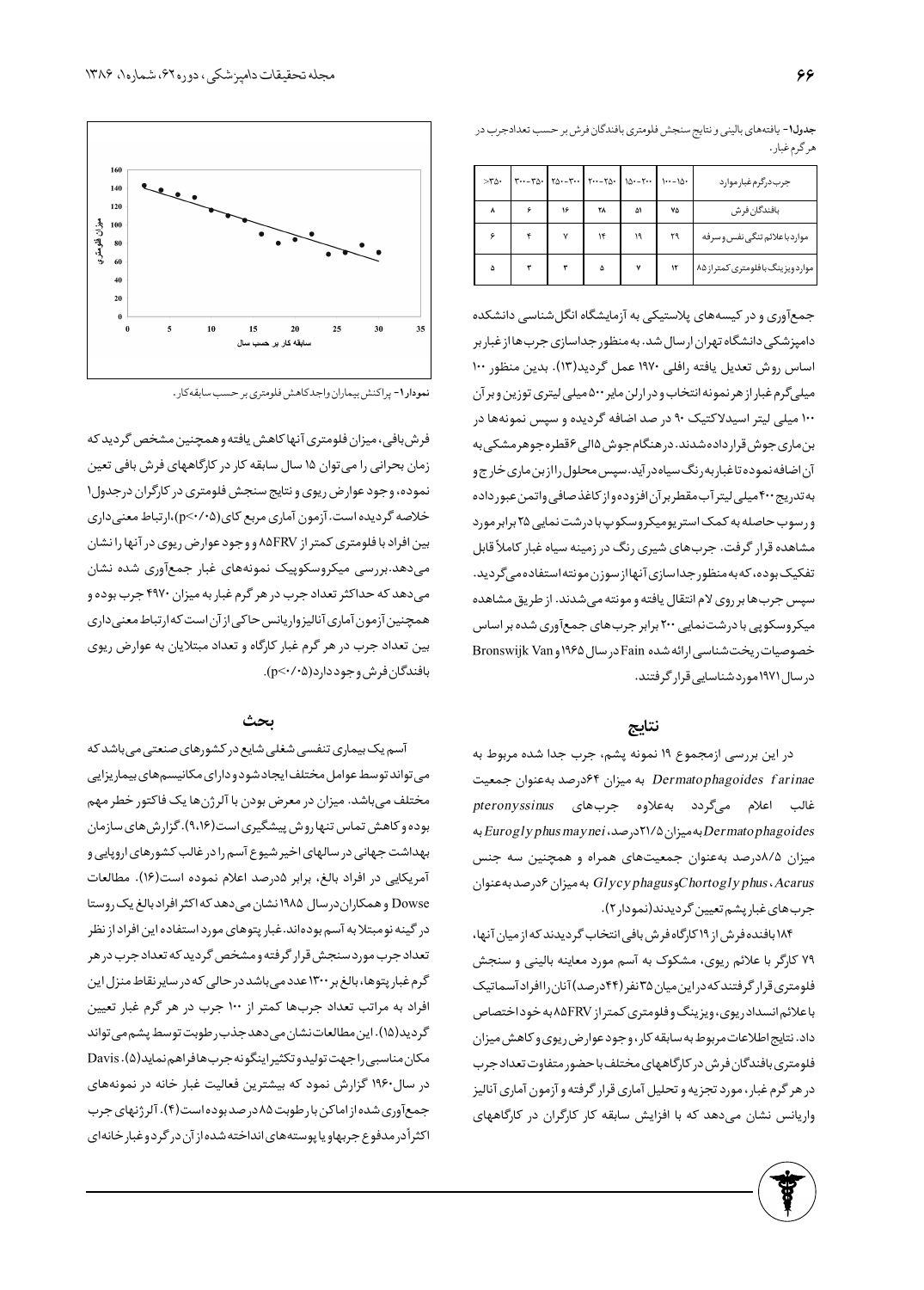جدول۱- یافته‌های بالینی و نتایج سنجش فلومتری بافندگان فرش بر حسب تعداد جرب در هر گرم غبار.

| جرب درگرم غبار موارد | ۱۵۰-۱۰۰ | ۲۰۰-۱۵۰ | ۲۵۰-۲۰۰ | ۳۰۰-۲۵۰ | ۳۵۰-۳۰۰ | ۳۵۰< |
|---|---|---|---|---|---|---|
| بافندگان فرش | ۷۵ | ۵۱ | ۲۸ | ۱۶ | ۶ | ۸ |
| موارد با علائم تنگی نفس و سرفه | ۲۹ | ۱۹ | ۱۴ | ۷ | ۴ | ۶ |
| موارد ویزینگ با فلومتری کمتر از ۸۵ | ۱۲ | ۷ | ۵ | ۳ | ۳ | ۵ |

جمع‌آوری و در کیسه‌های پلاستیکی به آزمایشگاه انگل‌شناسی دانشکده دامپزشکی دانشگاه تهران ارسال شد. به منظور جداسازی جرب‌ها از غبار بر اساس روش تعدیل یافته رافلی ۱۹۷۰ عمل گردید(۱۳). بدین منظور ۱۰۰ میلی‌گرم غبار از هر نمونه انتخاب و در ارلن مایر ۵۰۰ میلی لیتری توزین و بر آن ۱۰۰ میلی لیتر اسیدلاکتیک ۹۰ در صد اضافه گردیده و سپس نمونه‌ها در بن ماری جوش قرار داده شدند. در هنگام جوش ۵ الی ۶ قطره جوهر مشکی به آن اضافه نموده تا غبار به رنگ سیاه در آید. سپس محلول را از بن ماری خارج و به تدریج ۴۰۰ میلی لیتر آب مقطر بر آن افزوده و از کاغذ صافی واتمن عبور داده و رسوب حاصله به کمک استریومیکروسکوپ با درشت نمایی ۲۵ برابر مورد مشاهده قرار گرفت. جرب‌های شیری رنگ در زمینه سیاه غبار کاملاً قابل تفکیک بوده، که به منظور جداسازی آنها از سوزن مونته استفاده می‌گردید. سپس جرب‌ها بر روی لام انتقال یافته و مونته می‌شدند. از طریق مشاهده میکروسکوپی با درشت‌نمایی ۲۰۰ برابر جرب‌های جمع‌آوری شده بر اساس خصوصیات ریخت‌شناسی ارائه شده Fain در سال ۱۹۶۵ و Van Bronswijk در سال ۱۹۷۱ مورد شناسایی قرار گرفتند.

## نتایج

در این بررسی ازمجموع ۱۹ نمونه پشم، جرب جدا شده مربوط به *Dermatophagoides farinae* به میزان ۶۴درصد به‌عنوان جمعیت غالب اعلام می‌گردد به‌علاوه جرب‌های *Dermatophagoides pteronyssinus* به میزان ۲۱/۵درصد، *Euroglyphus maynei* به میزان ۸/۵درصد به‌عنوان جمعیت‌های همراه و همچنین سه جنس *Acarus*، *Chortoglyphus* و *Glycyphagus* به میزان ۶درصد به‌عنوان جرب‌های غبار پشم تعیین گردیدند(نمودار ۲).

۱۸۴ بافنده فرش از ۱۹ کارگاه فرش بافی انتخاب گردیدند که از میان آنها، ۷۹ کارگر با علائم ریوی، مشکوک به آسم مورد معاینه بالینی و سنجش فلومتری قرار گرفتند که در این میان ۳۵ نفر (۴۴درصد) آنان را افراد آسماتیک با علائم انسداد ریوی، ویزینگ و فلومتری کمتر از ۸۵FRV به خود اختصاص داد. نتایج اطلاعات مربوط به سابقه کار، وجود عوارض ریوی و کاهش میزان فلومتری بافندگان فرش در کارگاههای مختلف با حضور متفاوت تعداد جرب در هر گرم غبار، مورد تجزیه و تحلیل آماری قرار گرفته و آزمون آماری آنالیز واریانس نشان می‌دهد که با افزایش سابقه کار کارگران در کارگاههای

نمودار۱- پراکنش بیماران واجد کاهش فلومتری بر حسب سابقه کار.

فرش بافی، میزان فلومتری آنها کاهش یافته و همچنین مشخص گردید که زمان بحرانی را می‌توان ۱۵ سال سابقه کار در کارگاههای فرش بافی تعین نموده، وجود عوارض ریوی و نتایج سنجش فلومتری در کارگران در جدول۱ خلاصه گردیده است. آزمون آماری مربع کای ($p<0.05$)، ارتباط معنی‌داری بین افراد با فلومتری کمتر از ۸۵FRV و وجود عوارض ریوی در آنها را نشان می‌دهد. بررسی میکروسکوپیک نمونه‌های غبار جمع‌آوری شده نشان می‌دهد که حداکثر تعداد جرب در هر گرم غبار به میزان ۴۹۷۰ جرب بوده و همچنین آزمون آماری آنالیزواریانس حاکی از آن است که ارتباط معنی‌داری بین تعداد جرب در هر گرم غبار کارگاه و تعداد مبتلایان به عوارض ریوی بافندگان فرش وجود دارد($p<0.05$).

## بحث

آسم یک بیماری تنفسی شغلی شایع در کشورهای صنعتی می‌باشد که می‌تواند توسط عوامل مختلف ایجاد شود و دارای مکانیسم‌های بیماریزایی مختلف می‌باشد. میزان در معرض بودن با آلرژن‌ها یک فاکتور خطر مهم بوده و کاهش تماس تنها روش پیشگیری است(۹،۱۶). گزارش‌های سازمان بهداشت جهانی در سالهای اخیر شیوع آسم را در غالب کشورهای اروپایی و آمریکایی در افراد بالغ، برابر ۵درصد اعلام نموده است(۱۶). مطالعات Dowse و همکاران در سال ۱۹۸۵ نشان می‌دهد که اکثر افراد بالغ یک روستا در گینه نو مبتلا به آسم بوده‌اند. غبار پتوهای مورد استفاده این افراد از نظر تعداد جرب مورد سنجش قرار گرفته و مشخص گردید که تعداد جرب در هر گرم غبار پتوها، بالغ بر ۱۳۰۰ عدد می‌باشد در حالی که در سایر نقاط منزل این افراد به مراتب تعداد جرب‌ها کمتر از ۱۰۰ جرب در هر گرم غبار تعیین گردید(۱۵). این مطالعات نشان می‌دهد جذب رطوبت توسط پشم می‌تواند مکان مناسبی را جهت تولید و تکثیر اینگونه جرب‌ها فراهم نماید(۵). Davis در سال ۱۹۶۰ گزارش نمود که بیشترین فعالیت غبار خانه در نمونه‌های جمع‌آوری شده از اماکن با رطوبت ۸۵ درصد بوده است(۴). آلرژنهای جرب اکثراً در مدفوع جربها و یا پوسته‌های انداخته شده از آن در گرد و غبار خانه‌ای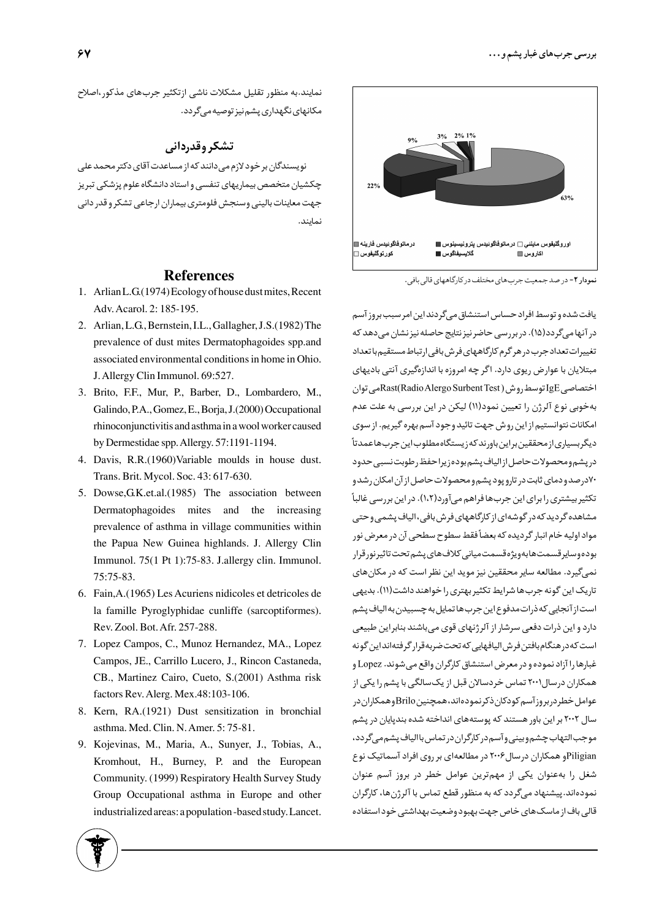63%

22%

9%

3% 2% 1%

اوروگلیفوس ماینی □ درماتوفاگوئیدس پترونیسینوس ■ درماتوفاگوئیدس فارینه ■
اکاروس ■ گلایسیفاگوس ■ کورتوگلیفوس □

**نمودار ۲**- در صد جمعیت جرب‌های مختلف در کارگاههای قالی بافی.

یافت شده و توسط افراد حساس استنشاق می‌گردند این امر سبب بروز آسم در آنها می‌گردد(۱۵). در بررسی حاضر نیز نتایج حاصله نیز نشان می‌دهد که تغییرات تعداد جرب در هر گرم کارگاههای فرش بافی ارتباط مستقیم با تعداد مبتلایان با عوارض ریوی دارد. اگر چه امروزه با اندازه‌گیری آنتی بادیهای اختصاصی IgE توسط روش (Rast(Radio Alergo Surbent Test می توان به‌خوبی نوع آلرژن را تعیین نمود(۱۱) لیکن در این بررسی به علت عدم امکانات نتوانستیم از این روش جهت تائید وجود آسم بهره گیریم. از سوی دیگر بسیاری از محققین بر این باورند که زیستگاه مطلوب این جرب‌ها عمدتاً در پشم و محصولات حاصل از الیاف پشم بوده زیرا حفظ رطوبت نسبی حدود ۷۰ درصد و دمای ثابت در تار و پود پشم و محصولات حاصل از آن امکان رشد و تکثیر بیشتری را برای این جرب‌ها فراهم می‌آورد(۱،۲). در این بررسی غالباً مشاهده گردید که در گوشه‌ای از کارگاههای فرش بافی، الیاف پشمی و حتی مواد اولیه خام انبار گردیده که بعضاً فقط سطوح سطحی آن در معرض نور بوده و سایر قسمت‌ها به‌ویژه قسمت میانی کلاف‌های پشم تحت تاثیر نور قرار نمی‌گیرد. مطالعه سایر محققین نیز موید این نظر است که در مکان‌های تاریک این گونه جرب‌ها شرایط تکثیر بهتری را خواهند داشت(۱۱). بدیهی است از آنجایی که ذرات مدفوع این جرب‌ها تمایل به چسبیدن به الیاف پشم دارد و این ذرات دفعی سرشار از آلرژنهای قوی می‌باشند بنابراین طبیعی است که در هنگام بافتن فرش الیافهایی که تحت ضربه قرار گرفته‌اند این گونه غبارها را آزاد نموده و در معرض استنشاق کارگران واقع می‌شوند. Lopez و همکاران در سال ۲۰۰۱ تماس خردسالان قبل از یک‌سالگی با پشم را یکی از عوامل خطر در بروز آسم کودکان ذکر نموده‌اند، همچنین Brilo و همکاران در سال ۲۰۰۲ بر این باور هستند که پوسته‌های انداخته شده بندپایان در پشم موجب التهاب چشم و بینی و آسم در کارگران در تماس با الیاف پشم می‌گردد، Piligian و همکاران در سال ۲۰۰۶ در مطالعه‌ای بر روی افراد آسماتیک نوع شغل را به‌عنوان یکی از مهم‌ترین عوامل خطر در بروز آسم عنوان نموده‌اند. پیشنهاد می‌گردد که به منظور قطع تماس با آلرژن‌ها، کارگران قالی باف از ماسک‌های خاص جهت بهبود وضعیت بهداشتی خود استفاده نمایند. به منظور تقلیل مشکلات ناشی از تکثیر جرب‌های مذکور، اصلاح مکانهای نگهداری پشم نیز توصیه می‌گردد.

## تشکر و قدردانی

نویسندگان بر خود لازم می‌دانند که از مساعدت آقای دکتر محمد علی چکشیان متخصص بیماریهای تنفسی و استاد دانشگاه علوم پزشکی تبریز جهت معاینات بالینی و سنجش فلومتری بیماران ارجاعی تشکر و قدردانی نمایند.

## References

1. Arlian L.G.(1974) Ecology of house dust mites, Recent Adv. Acarol. 2: 185-195.
2. Arlian, L.G., Bernstein, I.L., Gallagher, J.S.(1982) The prevalence of dust mites Dermatophagoides spp.and associated environmental conditions in home in Ohio. J. Allergy Clin Immunol. 69:527.
3. Brito, F.F., Mur, P., Barber, D., Lombardero, M., Galindo, P.A., Gomez, E., Borja, J.(2000) Occupational rhinoconjunctivitis and asthma in a wool worker caused by Dermestidae spp. Allergy. 57:1191-1194.
4. Davis, R.R.(1960)Variable moulds in house dust. Trans. Brit. Mycol. Soc. 43: 617-630.
5. Dowse,G.K.et.al.(1985) The association between Dermatophagoides mites and the increasing prevalence of asthma in village communities within the Papua New Guinea highlands. J. Allergy Clin Immunol. 75(1 Pt 1):75-83. J.allergy clin. Immunol. 75:75-83.
6. Fain,A.(1965) Les Acuriens nidicoles et detricoles de la famille Pyroglyphidae cunliffe (sarcoptiformes). Rev. Zool. Bot. Afr. 257-288.
7. Lopez Campos, C., Munoz Hernandez, MA., Lopez Campos, JE., Carrillo Lucero, J., Rincon Castaneda, CB., Martinez Cairo, Cueto, S.(2001) Asthma risk factors Rev. Alerg. Mex.48:103-106.
8. Kern, RA.(1921) Dust sensitization in bronchial asthma. Med. Clin. N. Amer. 5: 75-81.
9. Kojevinas, M., Maria, A., Sunyer, J., Tobias, A., Kromhout, H., Burney, P. and the European Community. (1999) Respiratory Health Survey Study Group Occupational asthma in Europe and other industrialized areas: a population -based study. Lancet.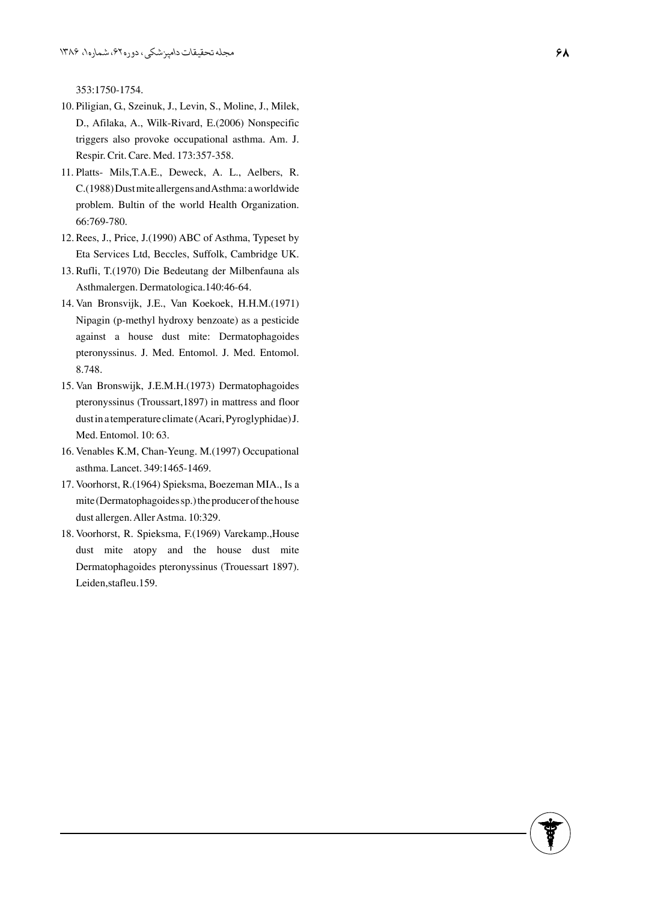353:1750-1754.

10. Piligian, G., Szeinuk, J., Levin, S., Moline, J., Milek, D., Afilaka, A., Wilk-Rivard, E.(2006) Nonspecific triggers also provoke occupational asthma. Am. J. Respir. Crit. Care. Med. 173:357-358.
11. Platts- Mils,T.A.E., Deweck, A. L., Aelbers, R. C.(1988) Dust mite allergens and Asthma: a worldwide problem. Bultin of the world Health Organization. 66:769-780.
12. Rees, J., Price, J.(1990) ABC of Asthma, Typeset by Eta Services Ltd, Beccles, Suffolk, Cambridge UK.
13. Rufli, T.(1970) Die Bedeutang der Milbenfauna als Asthmalergen. Dermatologica.140:46-64.
14. Van Bronsvijk, J.E., Van Koekoek, H.H.M.(1971) Nipagin (p-methyl hydroxy benzoate) as a pesticide against a house dust mite: Dermatophagoides pteronyssinus. J. Med. Entomol. J. Med. Entomol. 8.748.
15. Van Bronswijk, J.E.M.H.(1973) Dermatophagoides pteronyssinus (Troussart,1897) in mattress and floor dust in a temperature climate (Acari, Pyroglyphidae) J. Med. Entomol. 10: 63.
16. Venables K.M, Chan-Yeung. M.(1997) Occupational asthma. Lancet. 349:1465-1469.
17. Voorhorst, R.(1964) Spieksma, Boezeman MIA., Is a mite (Dermatophagoides sp.) the producer of the house dust allergen. Aller Astma. 10:329.
18. Voorhorst, R. Spieksma, F.(1969) Varekamp.,House dust mite atopy and the house dust mite Dermatophagoides pteronyssinus (Trouessart 1897). Leiden,stafleu.159.